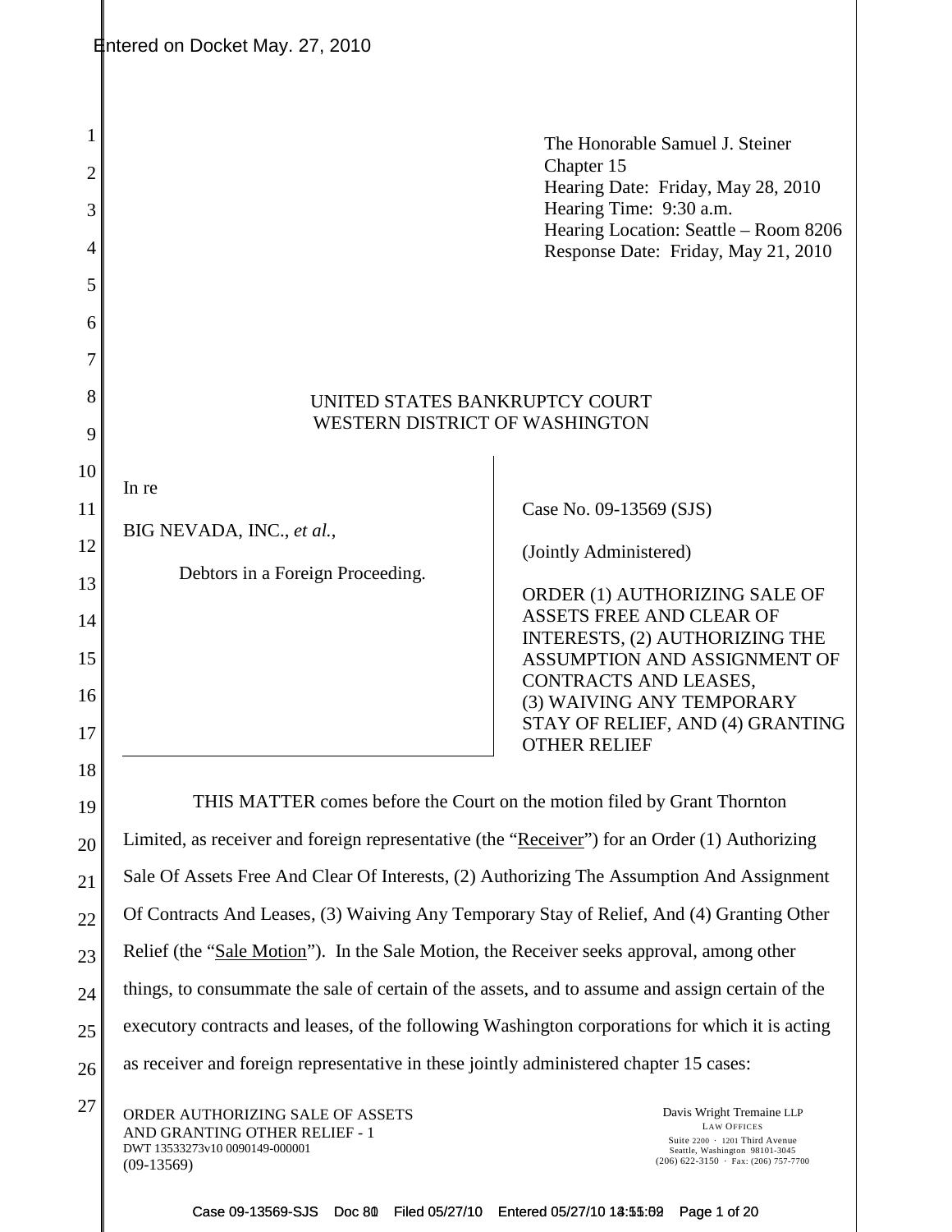Entered on Docket May. 27, 2010

The Honorable Samuel J. Steiner
Chapter 15
Hearing Date: Friday, May 28, 2010
Hearing Time: 9:30 a.m.
Hearing Location: Seattle – Room 8206
Response Date: Friday, May 21, 2010

UNITED STATES BANKRUPTCY COURT
WESTERN DISTRICT OF WASHINGTON

| In re<br><br>BIG NEVADA, INC., *et al.*,<br><br>Debtors in a Foreign Proceeding. | Case No. 09-13569 (SJS)<br><br>(Jointly Administered)<br><br>ORDER (1) AUTHORIZING SALE OF ASSETS FREE AND CLEAR OF INTERESTS, (2) AUTHORIZING THE ASSUMPTION AND ASSIGNMENT OF CONTRACTS AND LEASES, (3) WAIVING ANY TEMPORARY STAY OF RELIEF, AND (4) GRANTING OTHER RELIEF |
|---|---|

THIS MATTER comes before the Court on the motion filed by Grant Thornton Limited, as receiver and foreign representative (the "Receiver") for an Order (1) Authorizing Sale Of Assets Free And Clear Of Interests, (2) Authorizing The Assumption And Assignment Of Contracts And Leases, (3) Waiving Any Temporary Stay of Relief, And (4) Granting Other Relief (the "Sale Motion"). In the Sale Motion, the Receiver seeks approval, among other things, to consummate the sale of certain of the assets, and to assume and assign certain of the executory contracts and leases, of the following Washington corporations for which it is acting as receiver and foreign representative in these jointly administered chapter 15 cases: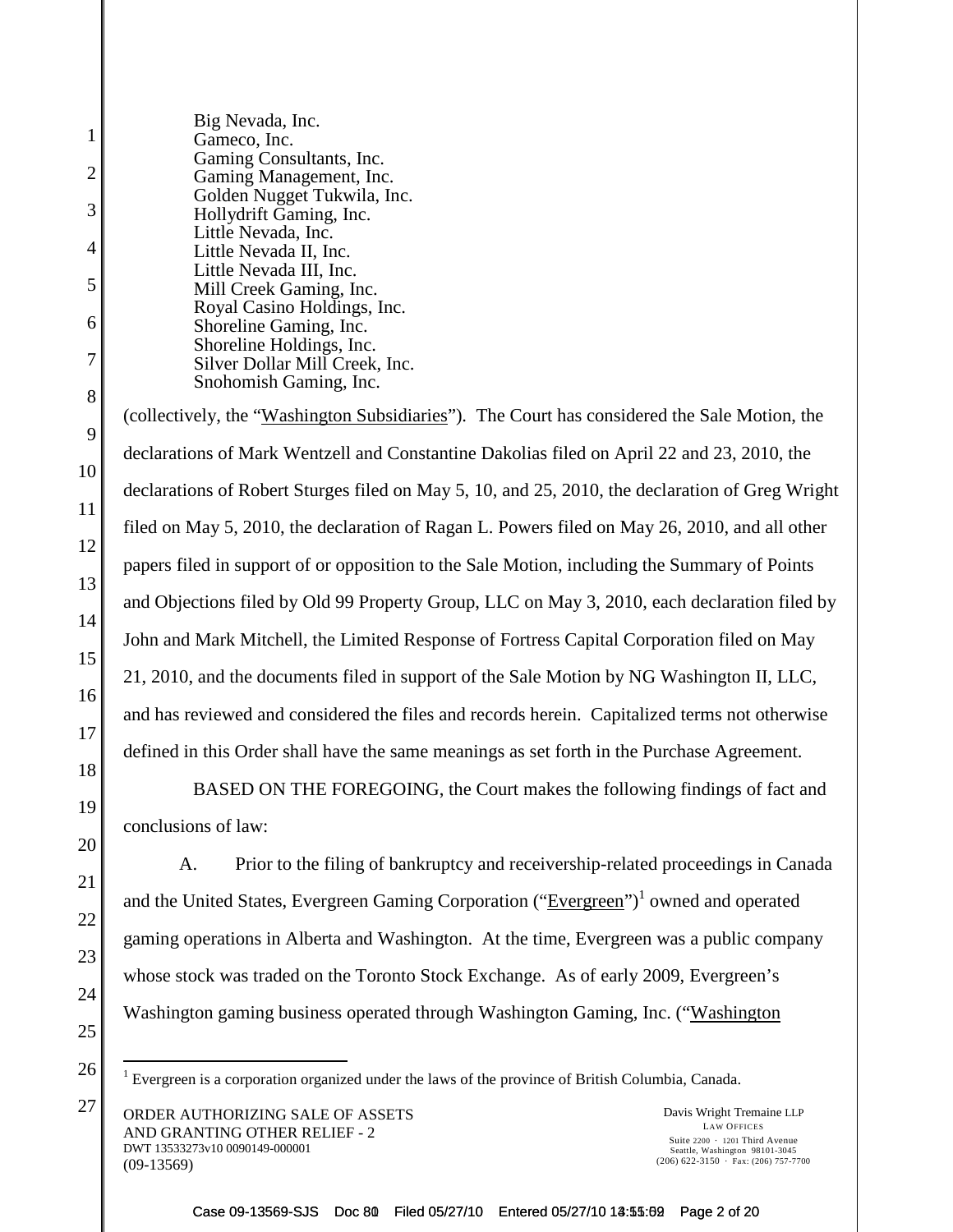Big Nevada, Inc.
Gameco, Inc.
Gaming Consultants, Inc.
Gaming Management, Inc.
Golden Nugget Tukwila, Inc.
Hollydrift Gaming, Inc.
Little Nevada, Inc.
Little Nevada II, Inc.
Little Nevada III, Inc.
Mill Creek Gaming, Inc.
Royal Casino Holdings, Inc.
Shoreline Gaming, Inc.
Shoreline Holdings, Inc.
Silver Dollar Mill Creek, Inc.
Snohomish Gaming, Inc.

(collectively, the "Washington Subsidiaries"). The Court has considered the Sale Motion, the declarations of Mark Wentzell and Constantine Dakolias filed on April 22 and 23, 2010, the declarations of Robert Sturges filed on May 5, 10, and 25, 2010, the declaration of Greg Wright filed on May 5, 2010, the declaration of Ragan L. Powers filed on May 26, 2010, and all other papers filed in support of or opposition to the Sale Motion, including the Summary of Points and Objections filed by Old 99 Property Group, LLC on May 3, 2010, each declaration filed by John and Mark Mitchell, the Limited Response of Fortress Capital Corporation filed on May 21, 2010, and the documents filed in support of the Sale Motion by NG Washington II, LLC, and has reviewed and considered the files and records herein. Capitalized terms not otherwise defined in this Order shall have the same meanings as set forth in the Purchase Agreement.

BASED ON THE FOREGOING, the Court makes the following findings of fact and conclusions of law:

A. Prior to the filing of bankruptcy and receivership-related proceedings in Canada and the United States, Evergreen Gaming Corporation ("Evergreen")[1] owned and operated gaming operations in Alberta and Washington. At the time, Evergreen was a public company whose stock was traded on the Toronto Stock Exchange. As of early 2009, Evergreen's Washington gaming business operated through Washington Gaming, Inc. ("Washington

[1] Evergreen is a corporation organized under the laws of the province of British Columbia, Canada.

ORDER AUTHORIZING SALE OF ASSETS AND GRANTING OTHER RELIEF - 2
DWT 13533273v10 0090149-000001
(09-13569)

Davis Wright Tremaine LLP
LAW OFFICES
Suite 2200 · 1201 Third Avenue
Seattle, Washington 98101-3045
(206) 622-3150 · Fax: (206) 757-7700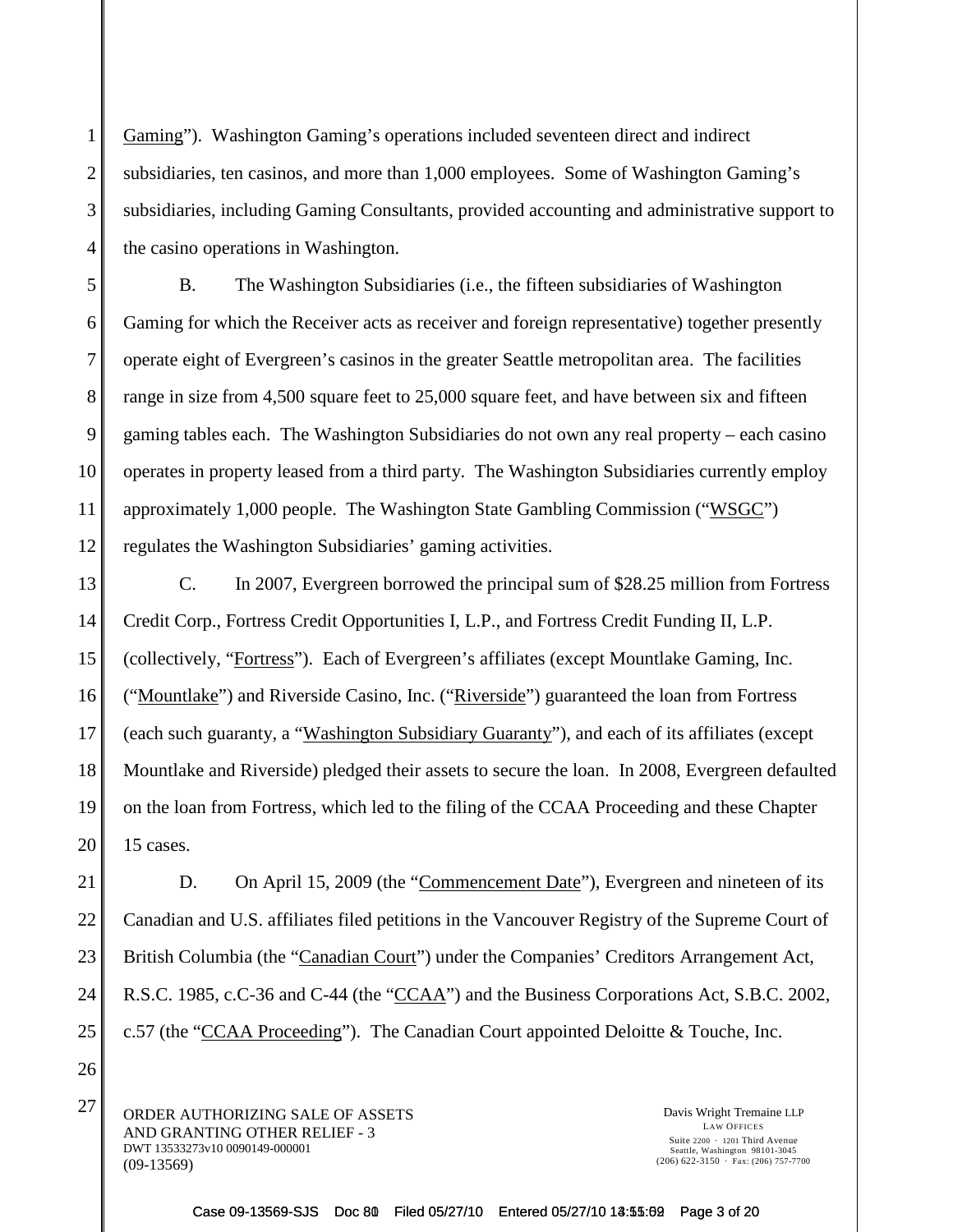Gaming"). Washington Gaming's operations included seventeen direct and indirect subsidiaries, ten casinos, and more than 1,000 employees. Some of Washington Gaming's subsidiaries, including Gaming Consultants, provided accounting and administrative support to the casino operations in Washington.

B. The Washington Subsidiaries (i.e., the fifteen subsidiaries of Washington Gaming for which the Receiver acts as receiver and foreign representative) together presently operate eight of Evergreen's casinos in the greater Seattle metropolitan area. The facilities range in size from 4,500 square feet to 25,000 square feet, and have between six and fifteen gaming tables each. The Washington Subsidiaries do not own any real property – each casino operates in property leased from a third party. The Washington Subsidiaries currently employ approximately 1,000 people. The Washington State Gambling Commission ("WSGC") regulates the Washington Subsidiaries' gaming activities.

C. In 2007, Evergreen borrowed the principal sum of $28.25 million from Fortress Credit Corp., Fortress Credit Opportunities I, L.P., and Fortress Credit Funding II, L.P. (collectively, "Fortress"). Each of Evergreen's affiliates (except Mountlake Gaming, Inc. ("Mountlake") and Riverside Casino, Inc. ("Riverside") guaranteed the loan from Fortress (each such guaranty, a "Washington Subsidiary Guaranty"), and each of its affiliates (except Mountlake and Riverside) pledged their assets to secure the loan. In 2008, Evergreen defaulted on the loan from Fortress, which led to the filing of the CCAA Proceeding and these Chapter 15 cases.

D. On April 15, 2009 (the "Commencement Date"), Evergreen and nineteen of its Canadian and U.S. affiliates filed petitions in the Vancouver Registry of the Supreme Court of British Columbia (the "Canadian Court") under the Companies' Creditors Arrangement Act, R.S.C. 1985, c.C-36 and C-44 (the "CCAA") and the Business Corporations Act, S.B.C. 2002, c.57 (the "CCAA Proceeding"). The Canadian Court appointed Deloitte & Touche, Inc.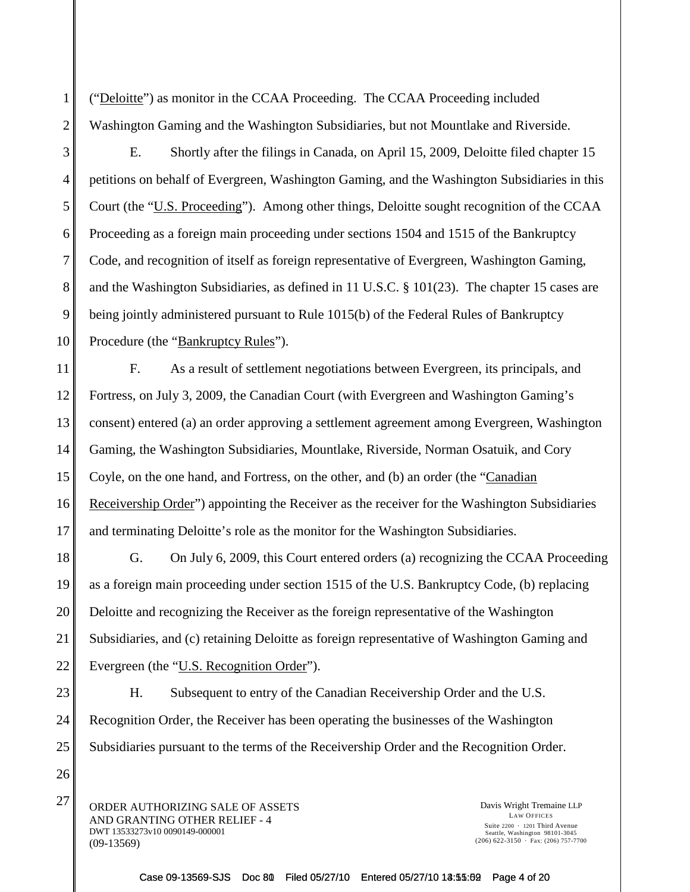("Deloitte") as monitor in the CCAA Proceeding. The CCAA Proceeding included Washington Gaming and the Washington Subsidiaries, but not Mountlake and Riverside.

E. Shortly after the filings in Canada, on April 15, 2009, Deloitte filed chapter 15 petitions on behalf of Evergreen, Washington Gaming, and the Washington Subsidiaries in this Court (the "U.S. Proceeding"). Among other things, Deloitte sought recognition of the CCAA Proceeding as a foreign main proceeding under sections 1504 and 1515 of the Bankruptcy Code, and recognition of itself as foreign representative of Evergreen, Washington Gaming, and the Washington Subsidiaries, as defined in 11 U.S.C. § 101(23). The chapter 15 cases are being jointly administered pursuant to Rule 1015(b) of the Federal Rules of Bankruptcy Procedure (the "Bankruptcy Rules").

F. As a result of settlement negotiations between Evergreen, its principals, and Fortress, on July 3, 2009, the Canadian Court (with Evergreen and Washington Gaming's consent) entered (a) an order approving a settlement agreement among Evergreen, Washington Gaming, the Washington Subsidiaries, Mountlake, Riverside, Norman Osatuik, and Cory Coyle, on the one hand, and Fortress, on the other, and (b) an order (the "Canadian Receivership Order") appointing the Receiver as the receiver for the Washington Subsidiaries and terminating Deloitte's role as the monitor for the Washington Subsidiaries.

G. On July 6, 2009, this Court entered orders (a) recognizing the CCAA Proceeding as a foreign main proceeding under section 1515 of the U.S. Bankruptcy Code, (b) replacing Deloitte and recognizing the Receiver as the foreign representative of the Washington Subsidiaries, and (c) retaining Deloitte as foreign representative of Washington Gaming and Evergreen (the "U.S. Recognition Order").

H. Subsequent to entry of the Canadian Receivership Order and the U.S. Recognition Order, the Receiver has been operating the businesses of the Washington Subsidiaries pursuant to the terms of the Receivership Order and the Recognition Order.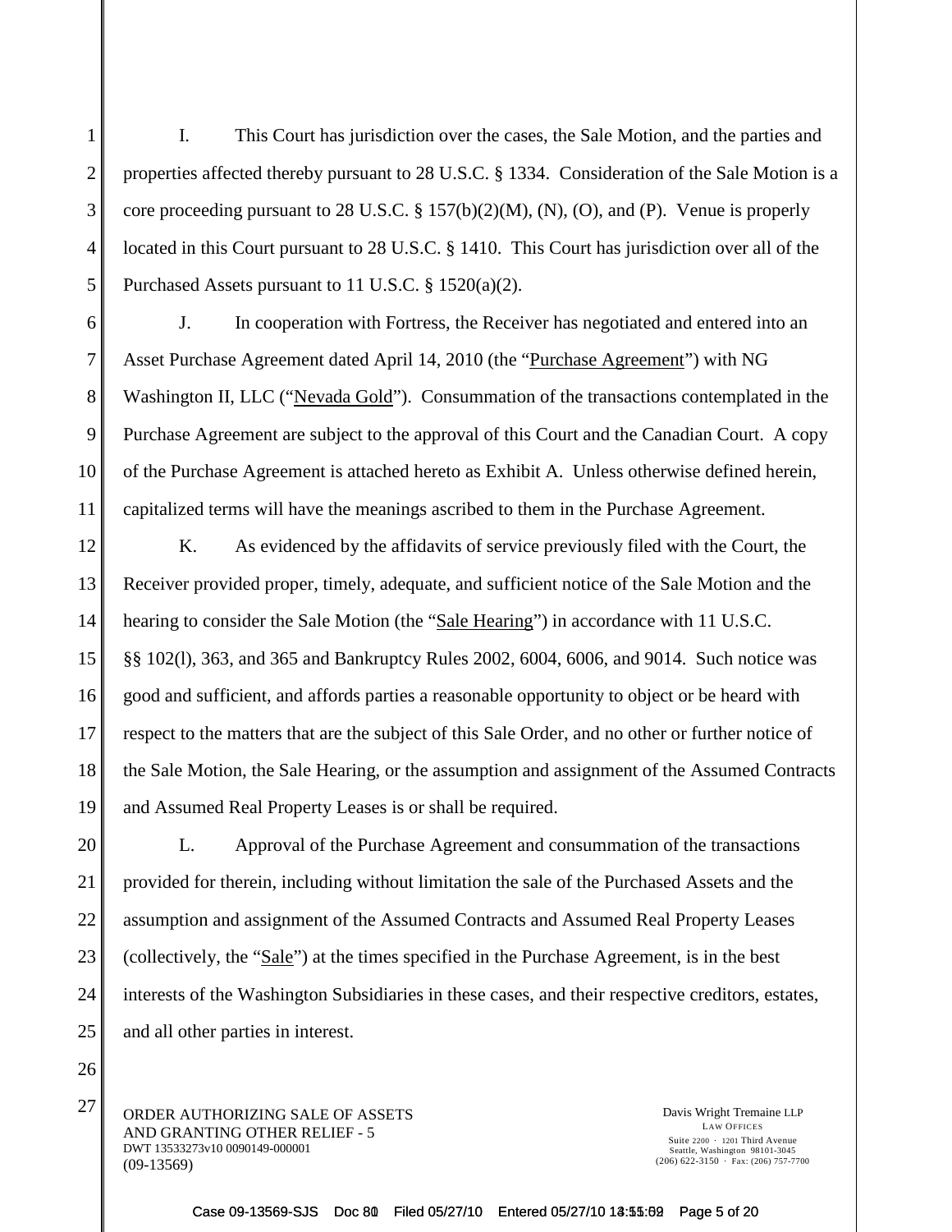I. This Court has jurisdiction over the cases, the Sale Motion, and the parties and properties affected thereby pursuant to 28 U.S.C. § 1334. Consideration of the Sale Motion is a core proceeding pursuant to 28 U.S.C. § 157(b)(2)(M), (N), (O), and (P). Venue is properly located in this Court pursuant to 28 U.S.C. § 1410. This Court has jurisdiction over all of the Purchased Assets pursuant to 11 U.S.C. § 1520(a)(2).

J. In cooperation with Fortress, the Receiver has negotiated and entered into an Asset Purchase Agreement dated April 14, 2010 (the "Purchase Agreement") with NG Washington II, LLC ("Nevada Gold"). Consummation of the transactions contemplated in the Purchase Agreement are subject to the approval of this Court and the Canadian Court. A copy of the Purchase Agreement is attached hereto as Exhibit A. Unless otherwise defined herein, capitalized terms will have the meanings ascribed to them in the Purchase Agreement.

K. As evidenced by the affidavits of service previously filed with the Court, the Receiver provided proper, timely, adequate, and sufficient notice of the Sale Motion and the hearing to consider the Sale Motion (the "Sale Hearing") in accordance with 11 U.S.C. §§ 102(l), 363, and 365 and Bankruptcy Rules 2002, 6004, 6006, and 9014. Such notice was good and sufficient, and affords parties a reasonable opportunity to object or be heard with respect to the matters that are the subject of this Sale Order, and no other or further notice of the Sale Motion, the Sale Hearing, or the assumption and assignment of the Assumed Contracts and Assumed Real Property Leases is or shall be required.

L. Approval of the Purchase Agreement and consummation of the transactions provided for therein, including without limitation the sale of the Purchased Assets and the assumption and assignment of the Assumed Contracts and Assumed Real Property Leases (collectively, the "Sale") at the times specified in the Purchase Agreement, is in the best interests of the Washington Subsidiaries in these cases, and their respective creditors, estates, and all other parties in interest.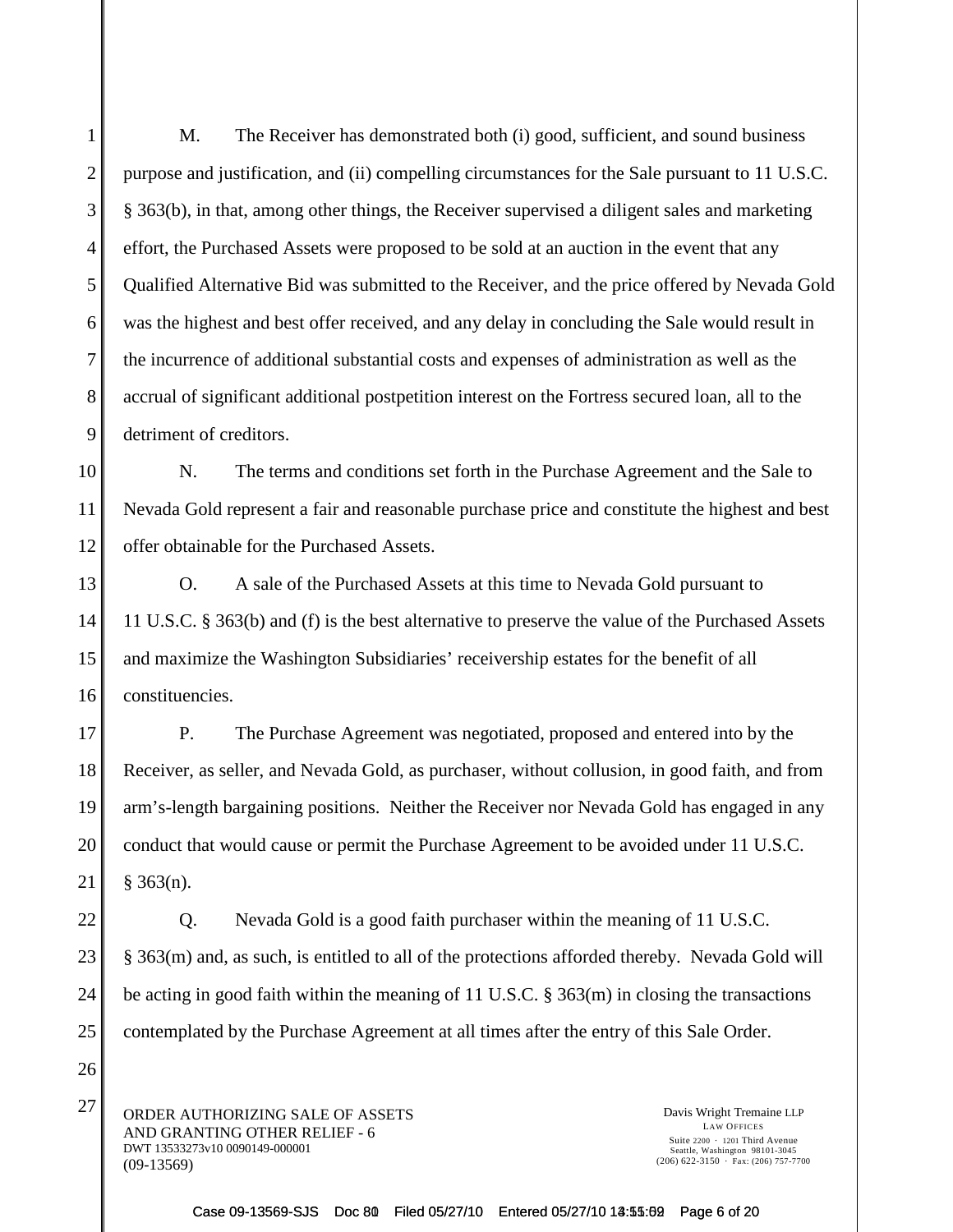M. The Receiver has demonstrated both (i) good, sufficient, and sound business purpose and justification, and (ii) compelling circumstances for the Sale pursuant to 11 U.S.C. § 363(b), in that, among other things, the Receiver supervised a diligent sales and marketing effort, the Purchased Assets were proposed to be sold at an auction in the event that any Qualified Alternative Bid was submitted to the Receiver, and the price offered by Nevada Gold was the highest and best offer received, and any delay in concluding the Sale would result in the incurrence of additional substantial costs and expenses of administration as well as the accrual of significant additional postpetition interest on the Fortress secured loan, all to the detriment of creditors.

N. The terms and conditions set forth in the Purchase Agreement and the Sale to Nevada Gold represent a fair and reasonable purchase price and constitute the highest and best offer obtainable for the Purchased Assets.

O. A sale of the Purchased Assets at this time to Nevada Gold pursuant to 11 U.S.C. § 363(b) and (f) is the best alternative to preserve the value of the Purchased Assets and maximize the Washington Subsidiaries' receivership estates for the benefit of all constituencies.

P. The Purchase Agreement was negotiated, proposed and entered into by the Receiver, as seller, and Nevada Gold, as purchaser, without collusion, in good faith, and from arm's-length bargaining positions. Neither the Receiver nor Nevada Gold has engaged in any conduct that would cause or permit the Purchase Agreement to be avoided under 11 U.S.C. § 363(n).

Q. Nevada Gold is a good faith purchaser within the meaning of 11 U.S.C. § 363(m) and, as such, is entitled to all of the protections afforded thereby. Nevada Gold will be acting in good faith within the meaning of 11 U.S.C. § 363(m) in closing the transactions contemplated by the Purchase Agreement at all times after the entry of this Sale Order.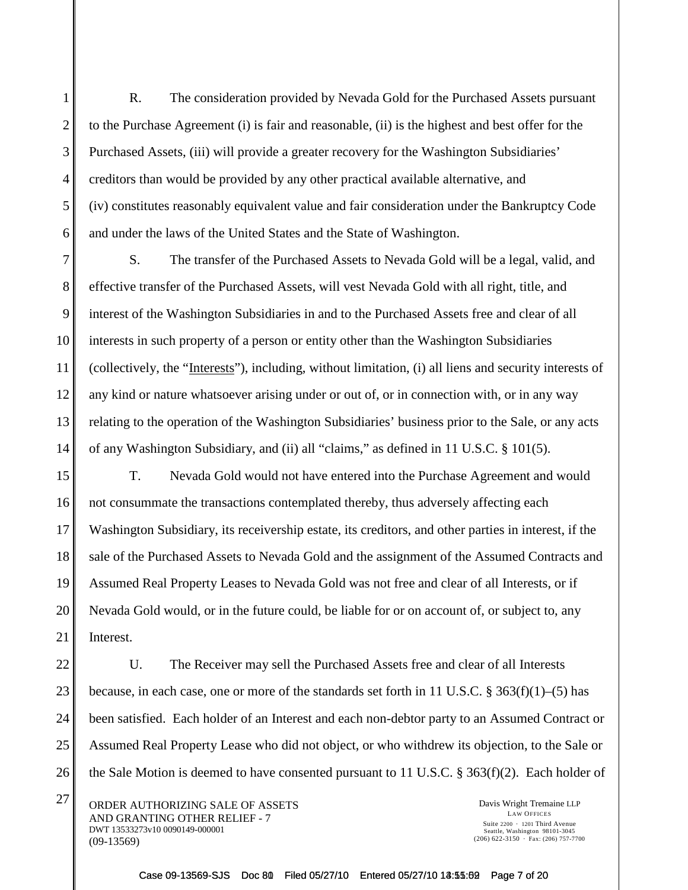R. The consideration provided by Nevada Gold for the Purchased Assets pursuant to the Purchase Agreement (i) is fair and reasonable, (ii) is the highest and best offer for the Purchased Assets, (iii) will provide a greater recovery for the Washington Subsidiaries' creditors than would be provided by any other practical available alternative, and (iv) constitutes reasonably equivalent value and fair consideration under the Bankruptcy Code and under the laws of the United States and the State of Washington.

S. The transfer of the Purchased Assets to Nevada Gold will be a legal, valid, and effective transfer of the Purchased Assets, will vest Nevada Gold with all right, title, and interest of the Washington Subsidiaries in and to the Purchased Assets free and clear of all interests in such property of a person or entity other than the Washington Subsidiaries (collectively, the "Interests"), including, without limitation, (i) all liens and security interests of any kind or nature whatsoever arising under or out of, or in connection with, or in any way relating to the operation of the Washington Subsidiaries' business prior to the Sale, or any acts of any Washington Subsidiary, and (ii) all "claims," as defined in 11 U.S.C. § 101(5).

T. Nevada Gold would not have entered into the Purchase Agreement and would not consummate the transactions contemplated thereby, thus adversely affecting each Washington Subsidiary, its receivership estate, its creditors, and other parties in interest, if the sale of the Purchased Assets to Nevada Gold and the assignment of the Assumed Contracts and Assumed Real Property Leases to Nevada Gold was not free and clear of all Interests, or if Nevada Gold would, or in the future could, be liable for or on account of, or subject to, any Interest.

U. The Receiver may sell the Purchased Assets free and clear of all Interests because, in each case, one or more of the standards set forth in 11 U.S.C. § 363(f)(1)–(5) has been satisfied. Each holder of an Interest and each non-debtor party to an Assumed Contract or Assumed Real Property Lease who did not object, or who withdrew its objection, to the Sale or the Sale Motion is deemed to have consented pursuant to 11 U.S.C. § 363(f)(2). Each holder of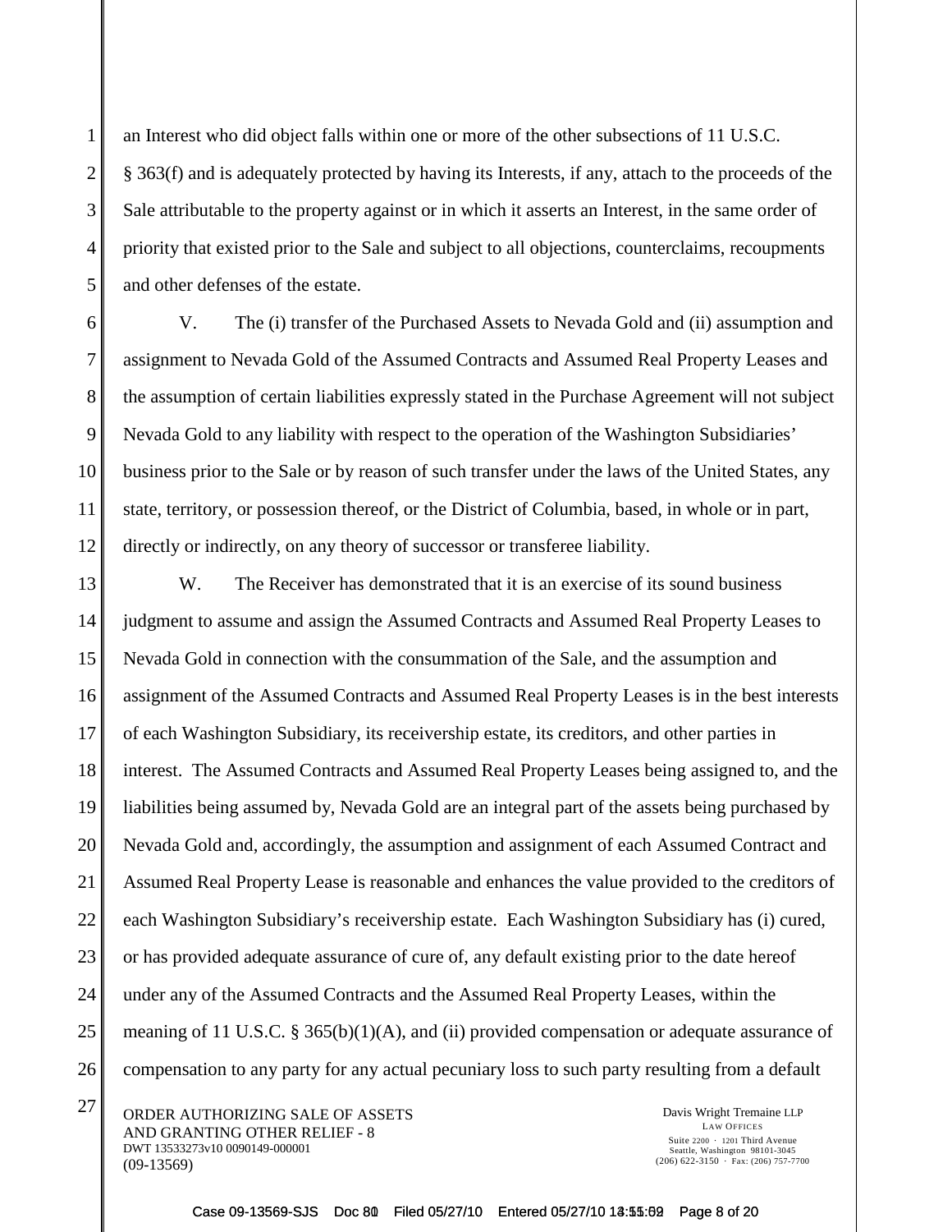an Interest who did object falls within one or more of the other subsections of 11 U.S.C. § 363(f) and is adequately protected by having its Interests, if any, attach to the proceeds of the Sale attributable to the property against or in which it asserts an Interest, in the same order of priority that existed prior to the Sale and subject to all objections, counterclaims, recoupments and other defenses of the estate.

V. The (i) transfer of the Purchased Assets to Nevada Gold and (ii) assumption and assignment to Nevada Gold of the Assumed Contracts and Assumed Real Property Leases and the assumption of certain liabilities expressly stated in the Purchase Agreement will not subject Nevada Gold to any liability with respect to the operation of the Washington Subsidiaries' business prior to the Sale or by reason of such transfer under the laws of the United States, any state, territory, or possession thereof, or the District of Columbia, based, in whole or in part, directly or indirectly, on any theory of successor or transferee liability.

W. The Receiver has demonstrated that it is an exercise of its sound business judgment to assume and assign the Assumed Contracts and Assumed Real Property Leases to Nevada Gold in connection with the consummation of the Sale, and the assumption and assignment of the Assumed Contracts and Assumed Real Property Leases is in the best interests of each Washington Subsidiary, its receivership estate, its creditors, and other parties in interest. The Assumed Contracts and Assumed Real Property Leases being assigned to, and the liabilities being assumed by, Nevada Gold are an integral part of the assets being purchased by Nevada Gold and, accordingly, the assumption and assignment of each Assumed Contract and Assumed Real Property Lease is reasonable and enhances the value provided to the creditors of each Washington Subsidiary's receivership estate. Each Washington Subsidiary has (i) cured, or has provided adequate assurance of cure of, any default existing prior to the date hereof under any of the Assumed Contracts and the Assumed Real Property Leases, within the meaning of 11 U.S.C. § 365(b)(1)(A), and (ii) provided compensation or adequate assurance of compensation to any party for any actual pecuniary loss to such party resulting from a default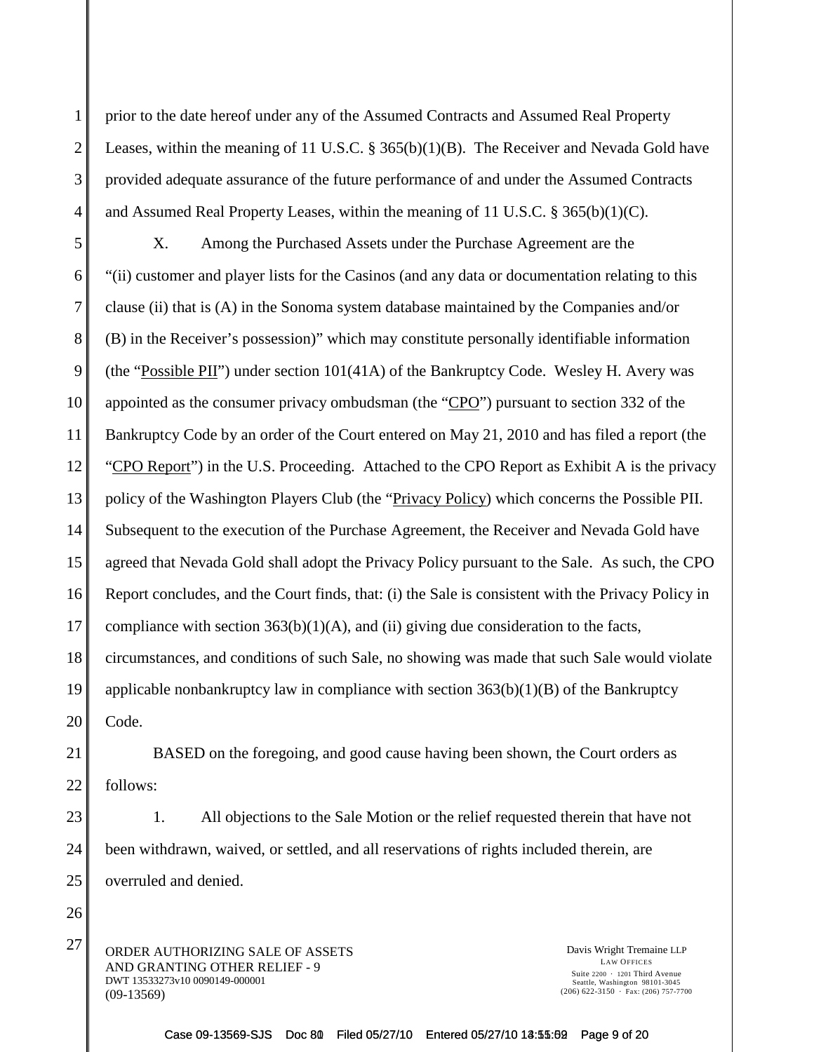prior to the date hereof under any of the Assumed Contracts and Assumed Real Property Leases, within the meaning of 11 U.S.C. § 365(b)(1)(B). The Receiver and Nevada Gold have provided adequate assurance of the future performance of and under the Assumed Contracts and Assumed Real Property Leases, within the meaning of 11 U.S.C. § 365(b)(1)(C).

X. Among the Purchased Assets under the Purchase Agreement are the "(ii) customer and player lists for the Casinos (and any data or documentation relating to this clause (ii) that is (A) in the Sonoma system database maintained by the Companies and/or (B) in the Receiver's possession)" which may constitute personally identifiable information (the "Possible PII") under section 101(41A) of the Bankruptcy Code. Wesley H. Avery was appointed as the consumer privacy ombudsman (the "CPO") pursuant to section 332 of the Bankruptcy Code by an order of the Court entered on May 21, 2010 and has filed a report (the "CPO Report") in the U.S. Proceeding. Attached to the CPO Report as Exhibit A is the privacy policy of the Washington Players Club (the "Privacy Policy) which concerns the Possible PII. Subsequent to the execution of the Purchase Agreement, the Receiver and Nevada Gold have agreed that Nevada Gold shall adopt the Privacy Policy pursuant to the Sale. As such, the CPO Report concludes, and the Court finds, that: (i) the Sale is consistent with the Privacy Policy in compliance with section 363(b)(1)(A), and (ii) giving due consideration to the facts, circumstances, and conditions of such Sale, no showing was made that such Sale would violate applicable nonbankruptcy law in compliance with section 363(b)(1)(B) of the Bankruptcy Code.

BASED on the foregoing, and good cause having been shown, the Court orders as follows:

1. All objections to the Sale Motion or the relief requested therein that have not been withdrawn, waived, or settled, and all reservations of rights included therein, are overruled and denied.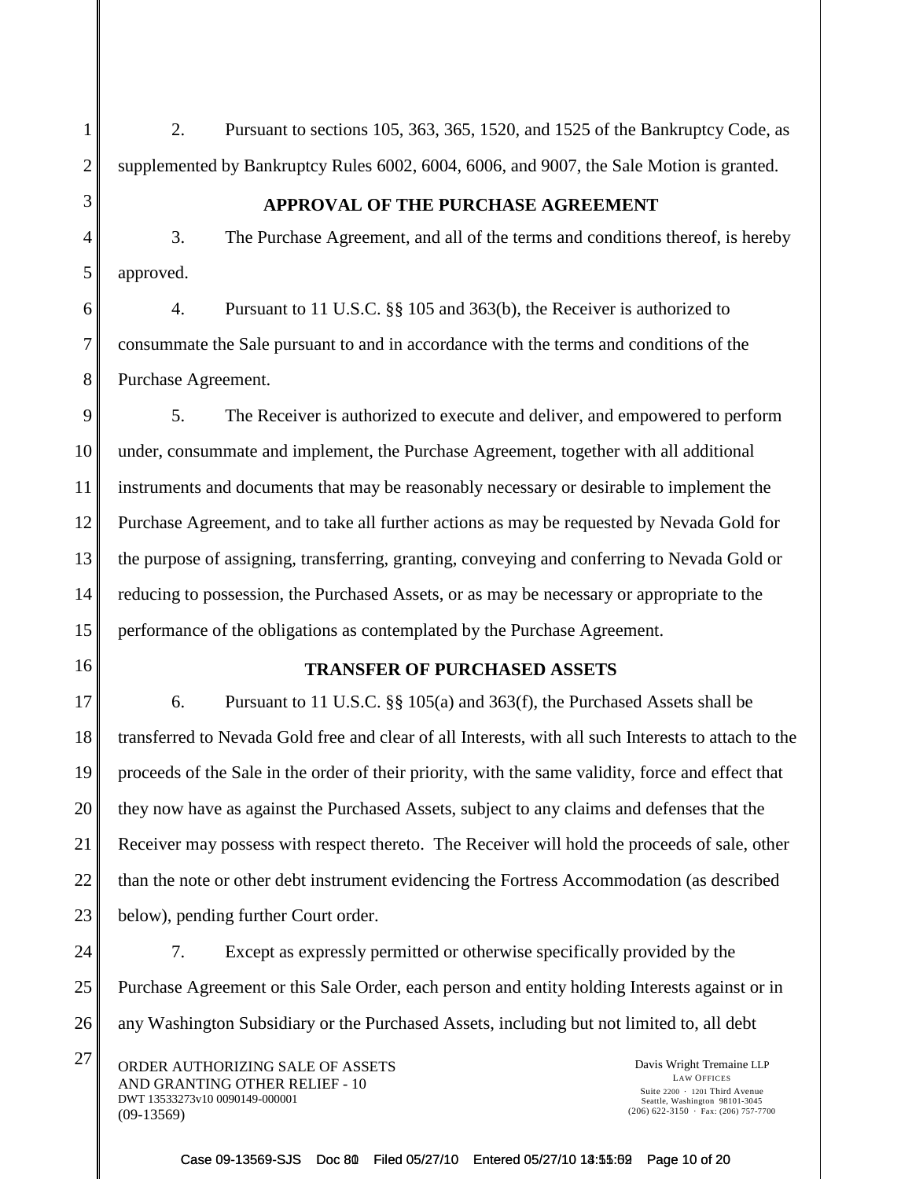2. Pursuant to sections 105, 363, 365, 1520, and 1525 of the Bankruptcy Code, as supplemented by Bankruptcy Rules 6002, 6004, 6006, and 9007, the Sale Motion is granted.

**APPROVAL OF THE PURCHASE AGREEMENT**

3. The Purchase Agreement, and all of the terms and conditions thereof, is hereby approved.

4. Pursuant to 11 U.S.C. §§ 105 and 363(b), the Receiver is authorized to consummate the Sale pursuant to and in accordance with the terms and conditions of the Purchase Agreement.

5. The Receiver is authorized to execute and deliver, and empowered to perform under, consummate and implement, the Purchase Agreement, together with all additional instruments and documents that may be reasonably necessary or desirable to implement the Purchase Agreement, and to take all further actions as may be requested by Nevada Gold for the purpose of assigning, transferring, granting, conveying and conferring to Nevada Gold or reducing to possession, the Purchased Assets, or as may be necessary or appropriate to the performance of the obligations as contemplated by the Purchase Agreement.

**TRANSFER OF PURCHASED ASSETS**

6. Pursuant to 11 U.S.C. §§ 105(a) and 363(f), the Purchased Assets shall be transferred to Nevada Gold free and clear of all Interests, with all such Interests to attach to the proceeds of the Sale in the order of their priority, with the same validity, force and effect that they now have as against the Purchased Assets, subject to any claims and defenses that the Receiver may possess with respect thereto. The Receiver will hold the proceeds of sale, other than the note or other debt instrument evidencing the Fortress Accommodation (as described below), pending further Court order.

7. Except as expressly permitted or otherwise specifically provided by the Purchase Agreement or this Sale Order, each person and entity holding Interests against or in any Washington Subsidiary or the Purchased Assets, including but not limited to, all debt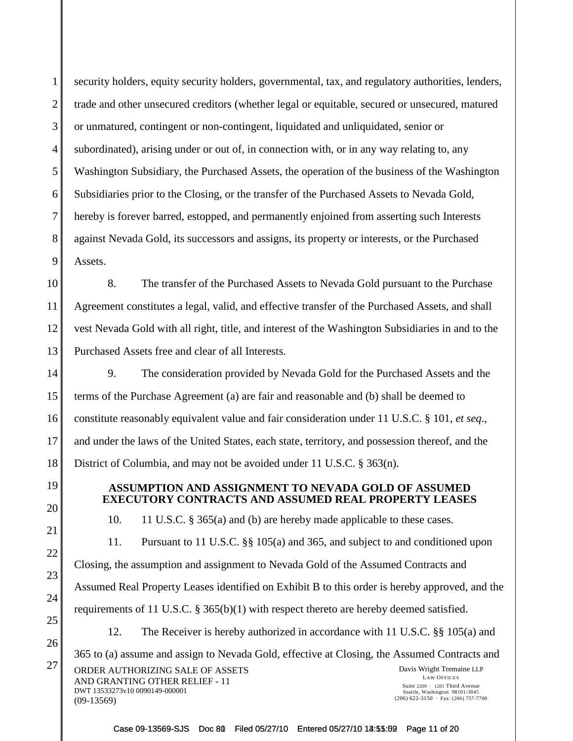security holders, equity security holders, governmental, tax, and regulatory authorities, lenders, trade and other unsecured creditors (whether legal or equitable, secured or unsecured, matured or unmatured, contingent or non-contingent, liquidated and unliquidated, senior or subordinated), arising under or out of, in connection with, or in any way relating to, any Washington Subsidiary, the Purchased Assets, the operation of the business of the Washington Subsidiaries prior to the Closing, or the transfer of the Purchased Assets to Nevada Gold, hereby is forever barred, estopped, and permanently enjoined from asserting such Interests against Nevada Gold, its successors and assigns, its property or interests, or the Purchased Assets.

8. The transfer of the Purchased Assets to Nevada Gold pursuant to the Purchase Agreement constitutes a legal, valid, and effective transfer of the Purchased Assets, and shall vest Nevada Gold with all right, title, and interest of the Washington Subsidiaries in and to the Purchased Assets free and clear of all Interests.

9. The consideration provided by Nevada Gold for the Purchased Assets and the terms of the Purchase Agreement (a) are fair and reasonable and (b) shall be deemed to constitute reasonably equivalent value and fair consideration under 11 U.S.C. § 101, *et seq*., and under the laws of the United States, each state, territory, and possession thereof, and the District of Columbia, and may not be avoided under 11 U.S.C. § 363(n).

**ASSUMPTION AND ASSIGNMENT TO NEVADA GOLD OF ASSUMED EXECUTORY CONTRACTS AND ASSUMED REAL PROPERTY LEASES**

10. 11 U.S.C. § 365(a) and (b) are hereby made applicable to these cases.

11. Pursuant to 11 U.S.C. §§ 105(a) and 365, and subject to and conditioned upon Closing, the assumption and assignment to Nevada Gold of the Assumed Contracts and Assumed Real Property Leases identified on Exhibit B to this order is hereby approved, and the requirements of 11 U.S.C. § 365(b)(1) with respect thereto are hereby deemed satisfied.

12. The Receiver is hereby authorized in accordance with 11 U.S.C. §§ 105(a) and 365 to (a) assume and assign to Nevada Gold, effective at Closing, the Assumed Contracts and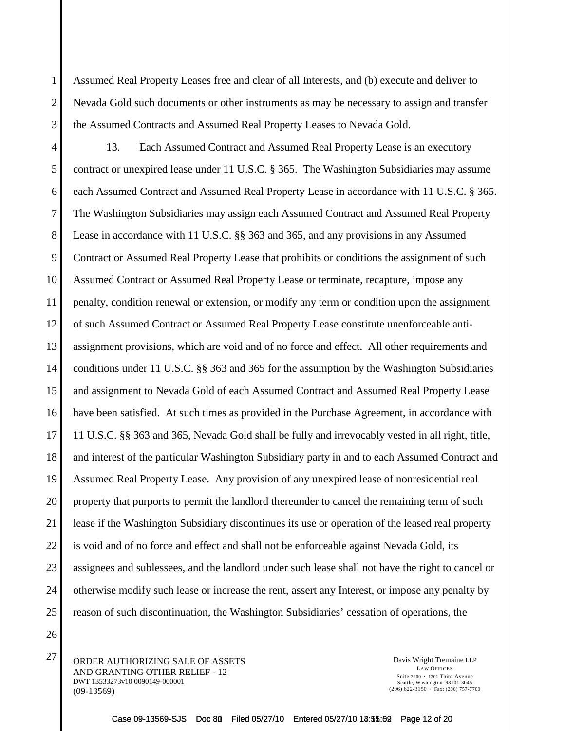Assumed Real Property Leases free and clear of all Interests, and (b) execute and deliver to Nevada Gold such documents or other instruments as may be necessary to assign and transfer the Assumed Contracts and Assumed Real Property Leases to Nevada Gold.

13. Each Assumed Contract and Assumed Real Property Lease is an executory contract or unexpired lease under 11 U.S.C. § 365. The Washington Subsidiaries may assume each Assumed Contract and Assumed Real Property Lease in accordance with 11 U.S.C. § 365. The Washington Subsidiaries may assign each Assumed Contract and Assumed Real Property Lease in accordance with 11 U.S.C. §§ 363 and 365, and any provisions in any Assumed Contract or Assumed Real Property Lease that prohibits or conditions the assignment of such Assumed Contract or Assumed Real Property Lease or terminate, recapture, impose any penalty, condition renewal or extension, or modify any term or condition upon the assignment of such Assumed Contract or Assumed Real Property Lease constitute unenforceable anti-assignment provisions, which are void and of no force and effect. All other requirements and conditions under 11 U.S.C. §§ 363 and 365 for the assumption by the Washington Subsidiaries and assignment to Nevada Gold of each Assumed Contract and Assumed Real Property Lease have been satisfied. At such times as provided in the Purchase Agreement, in accordance with 11 U.S.C. §§ 363 and 365, Nevada Gold shall be fully and irrevocably vested in all right, title, and interest of the particular Washington Subsidiary party in and to each Assumed Contract and Assumed Real Property Lease. Any provision of any unexpired lease of nonresidential real property that purports to permit the landlord thereunder to cancel the remaining term of such lease if the Washington Subsidiary discontinues its use or operation of the leased real property is void and of no force and effect and shall not be enforceable against Nevada Gold, its assignees and sublessees, and the landlord under such lease shall not have the right to cancel or otherwise modify such lease or increase the rent, assert any Interest, or impose any penalty by reason of such discontinuation, the Washington Subsidiaries' cessation of operations, the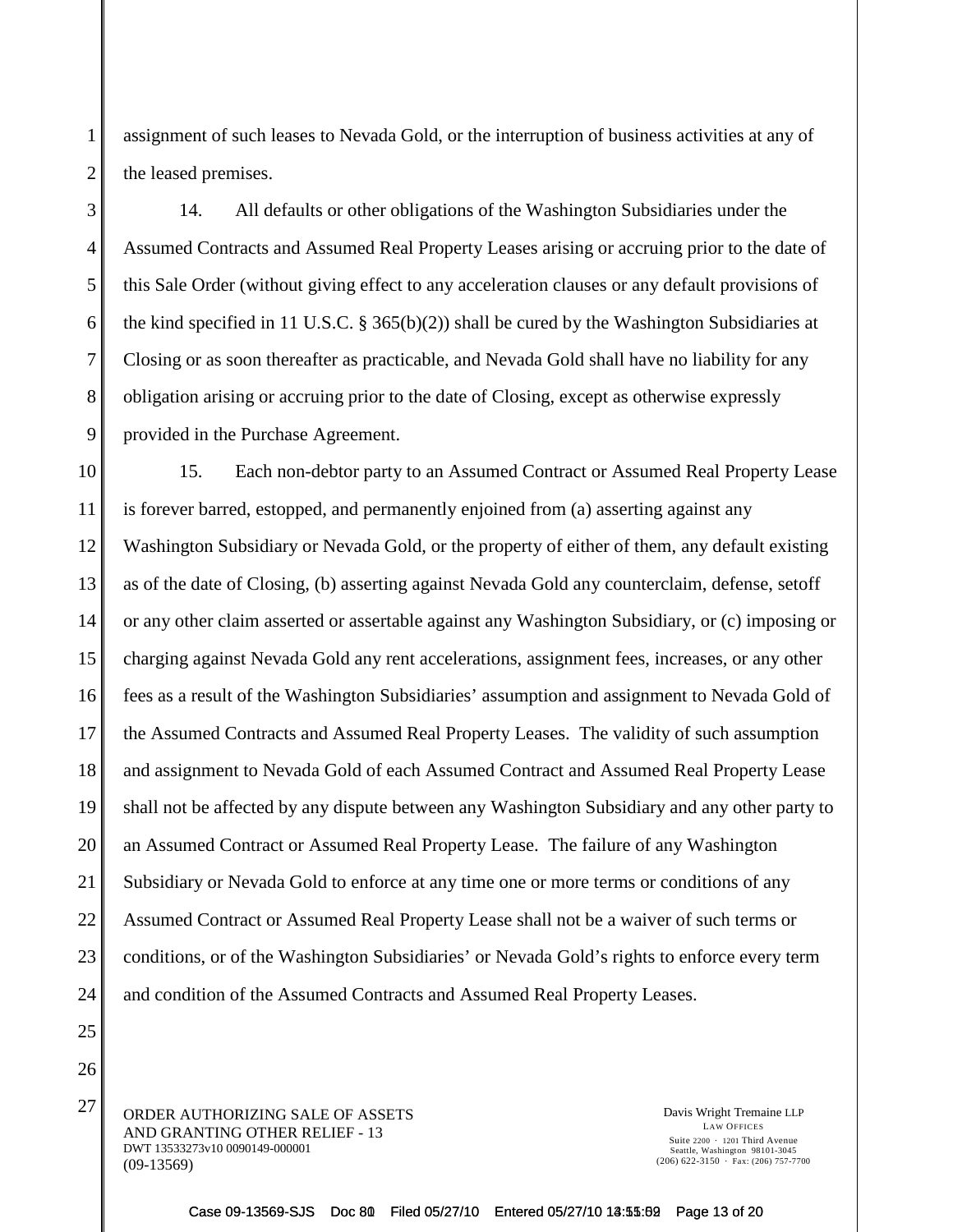assignment of such leases to Nevada Gold, or the interruption of business activities at any of the leased premises.

14. All defaults or other obligations of the Washington Subsidiaries under the Assumed Contracts and Assumed Real Property Leases arising or accruing prior to the date of this Sale Order (without giving effect to any acceleration clauses or any default provisions of the kind specified in 11 U.S.C. § 365(b)(2)) shall be cured by the Washington Subsidiaries at Closing or as soon thereafter as practicable, and Nevada Gold shall have no liability for any obligation arising or accruing prior to the date of Closing, except as otherwise expressly provided in the Purchase Agreement.

15. Each non-debtor party to an Assumed Contract or Assumed Real Property Lease is forever barred, estopped, and permanently enjoined from (a) asserting against any Washington Subsidiary or Nevada Gold, or the property of either of them, any default existing as of the date of Closing, (b) asserting against Nevada Gold any counterclaim, defense, setoff or any other claim asserted or assertable against any Washington Subsidiary, or (c) imposing or charging against Nevada Gold any rent accelerations, assignment fees, increases, or any other fees as a result of the Washington Subsidiaries' assumption and assignment to Nevada Gold of the Assumed Contracts and Assumed Real Property Leases. The validity of such assumption and assignment to Nevada Gold of each Assumed Contract and Assumed Real Property Lease shall not be affected by any dispute between any Washington Subsidiary and any other party to an Assumed Contract or Assumed Real Property Lease. The failure of any Washington Subsidiary or Nevada Gold to enforce at any time one or more terms or conditions of any Assumed Contract or Assumed Real Property Lease shall not be a waiver of such terms or conditions, or of the Washington Subsidiaries' or Nevada Gold's rights to enforce every term and condition of the Assumed Contracts and Assumed Real Property Leases.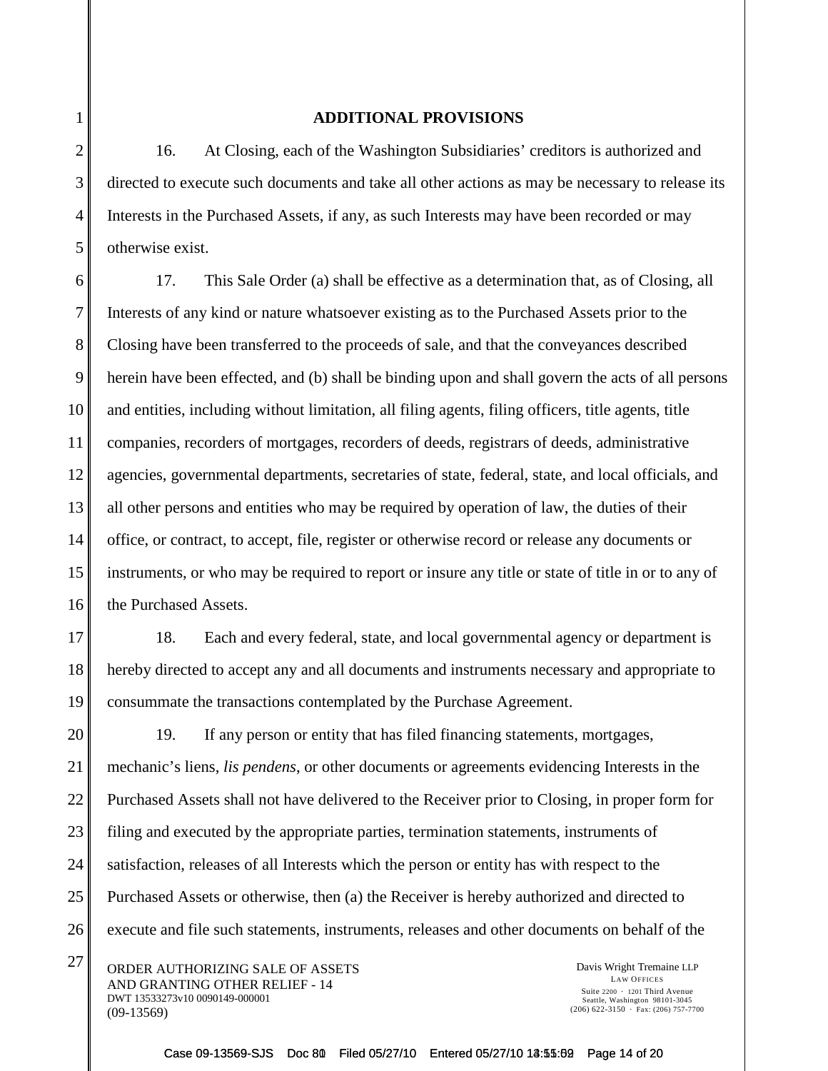**ADDITIONAL PROVISIONS**

16. At Closing, each of the Washington Subsidiaries' creditors is authorized and directed to execute such documents and take all other actions as may be necessary to release its Interests in the Purchased Assets, if any, as such Interests may have been recorded or may otherwise exist.

17. This Sale Order (a) shall be effective as a determination that, as of Closing, all Interests of any kind or nature whatsoever existing as to the Purchased Assets prior to the Closing have been transferred to the proceeds of sale, and that the conveyances described herein have been effected, and (b) shall be binding upon and shall govern the acts of all persons and entities, including without limitation, all filing agents, filing officers, title agents, title companies, recorders of mortgages, recorders of deeds, registrars of deeds, administrative agencies, governmental departments, secretaries of state, federal, state, and local officials, and all other persons and entities who may be required by operation of law, the duties of their office, or contract, to accept, file, register or otherwise record or release any documents or instruments, or who may be required to report or insure any title or state of title in or to any of the Purchased Assets.

18. Each and every federal, state, and local governmental agency or department is hereby directed to accept any and all documents and instruments necessary and appropriate to consummate the transactions contemplated by the Purchase Agreement.

19. If any person or entity that has filed financing statements, mortgages, mechanic's liens, *lis pendens*, or other documents or agreements evidencing Interests in the Purchased Assets shall not have delivered to the Receiver prior to Closing, in proper form for filing and executed by the appropriate parties, termination statements, instruments of satisfaction, releases of all Interests which the person or entity has with respect to the Purchased Assets or otherwise, then (a) the Receiver is hereby authorized and directed to execute and file such statements, instruments, releases and other documents on behalf of the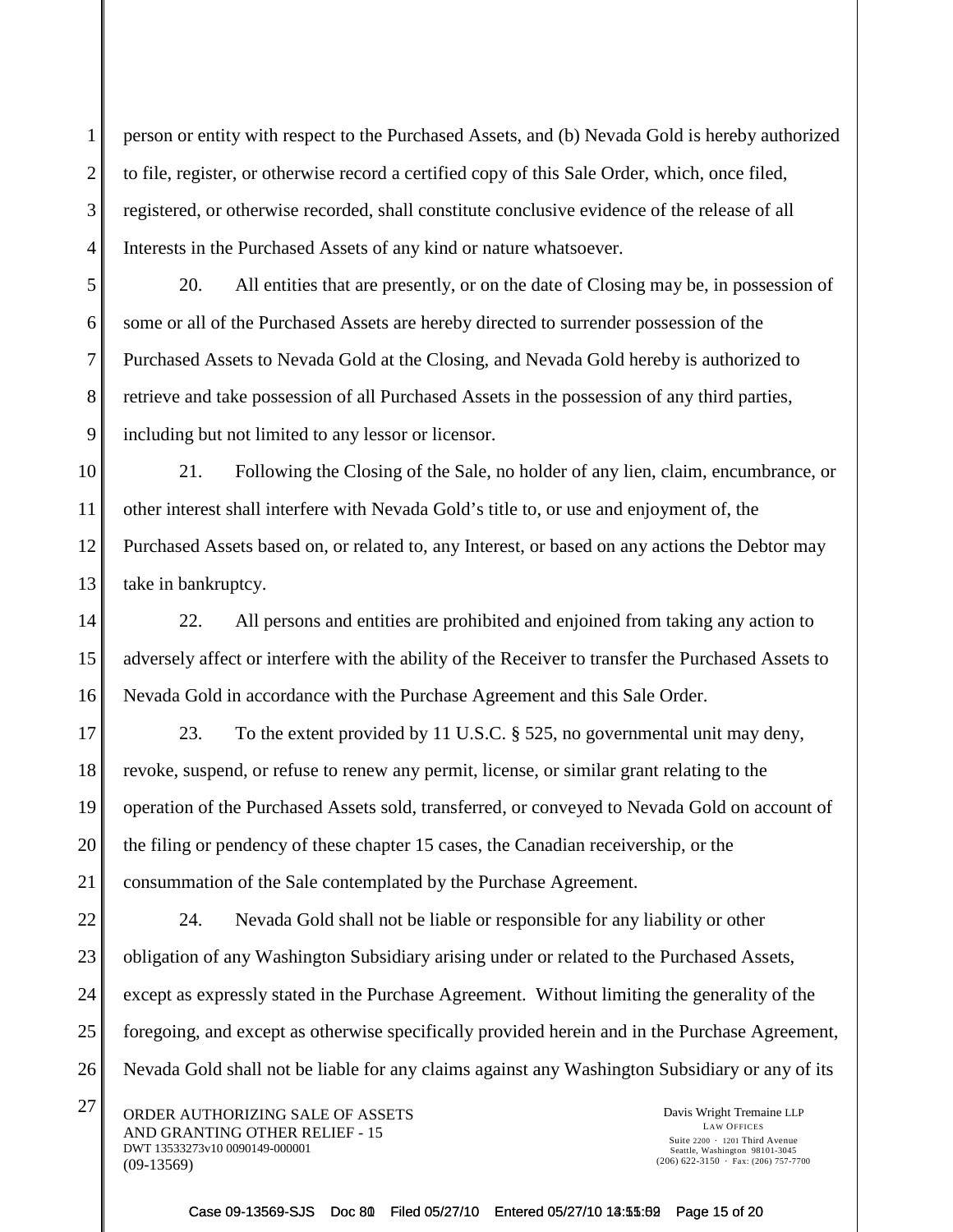person or entity with respect to the Purchased Assets, and (b) Nevada Gold is hereby authorized to file, register, or otherwise record a certified copy of this Sale Order, which, once filed, registered, or otherwise recorded, shall constitute conclusive evidence of the release of all Interests in the Purchased Assets of any kind or nature whatsoever.

20. All entities that are presently, or on the date of Closing may be, in possession of some or all of the Purchased Assets are hereby directed to surrender possession of the Purchased Assets to Nevada Gold at the Closing, and Nevada Gold hereby is authorized to retrieve and take possession of all Purchased Assets in the possession of any third parties, including but not limited to any lessor or licensor.

21. Following the Closing of the Sale, no holder of any lien, claim, encumbrance, or other interest shall interfere with Nevada Gold's title to, or use and enjoyment of, the Purchased Assets based on, or related to, any Interest, or based on any actions the Debtor may take in bankruptcy.

22. All persons and entities are prohibited and enjoined from taking any action to adversely affect or interfere with the ability of the Receiver to transfer the Purchased Assets to Nevada Gold in accordance with the Purchase Agreement and this Sale Order.

23. To the extent provided by 11 U.S.C. § 525, no governmental unit may deny, revoke, suspend, or refuse to renew any permit, license, or similar grant relating to the operation of the Purchased Assets sold, transferred, or conveyed to Nevada Gold on account of the filing or pendency of these chapter 15 cases, the Canadian receivership, or the consummation of the Sale contemplated by the Purchase Agreement.

24. Nevada Gold shall not be liable or responsible for any liability or other obligation of any Washington Subsidiary arising under or related to the Purchased Assets, except as expressly stated in the Purchase Agreement. Without limiting the generality of the foregoing, and except as otherwise specifically provided herein and in the Purchase Agreement, Nevada Gold shall not be liable for any claims against any Washington Subsidiary or any of its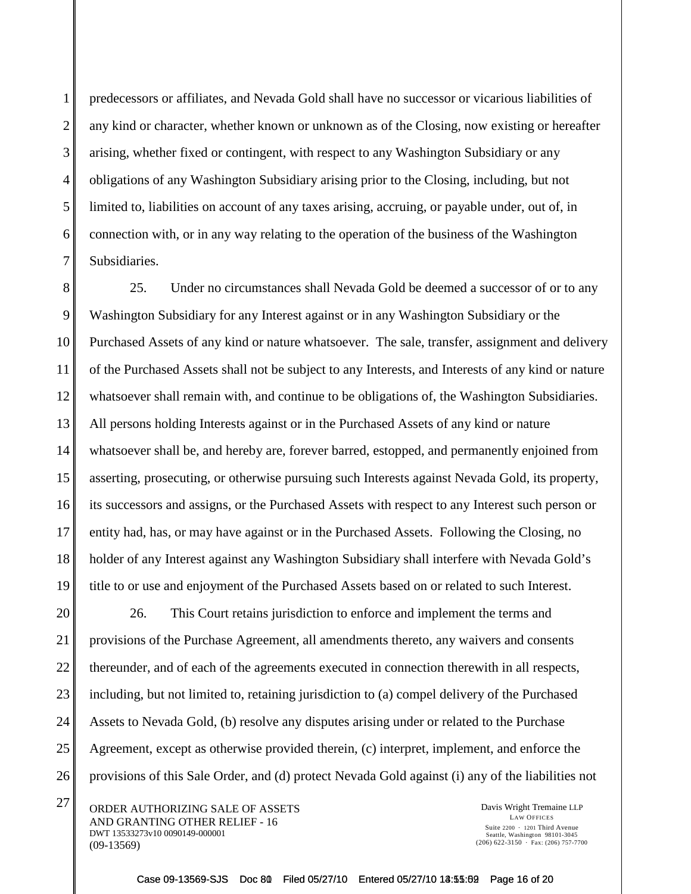predecessors or affiliates, and Nevada Gold shall have no successor or vicarious liabilities of any kind or character, whether known or unknown as of the Closing, now existing or hereafter arising, whether fixed or contingent, with respect to any Washington Subsidiary or any obligations of any Washington Subsidiary arising prior to the Closing, including, but not limited to, liabilities on account of any taxes arising, accruing, or payable under, out of, in connection with, or in any way relating to the operation of the business of the Washington Subsidiaries.

25. Under no circumstances shall Nevada Gold be deemed a successor of or to any Washington Subsidiary for any Interest against or in any Washington Subsidiary or the Purchased Assets of any kind or nature whatsoever. The sale, transfer, assignment and delivery of the Purchased Assets shall not be subject to any Interests, and Interests of any kind or nature whatsoever shall remain with, and continue to be obligations of, the Washington Subsidiaries. All persons holding Interests against or in the Purchased Assets of any kind or nature whatsoever shall be, and hereby are, forever barred, estopped, and permanently enjoined from asserting, prosecuting, or otherwise pursuing such Interests against Nevada Gold, its property, its successors and assigns, or the Purchased Assets with respect to any Interest such person or entity had, has, or may have against or in the Purchased Assets. Following the Closing, no holder of any Interest against any Washington Subsidiary shall interfere with Nevada Gold's title to or use and enjoyment of the Purchased Assets based on or related to such Interest.

26. This Court retains jurisdiction to enforce and implement the terms and provisions of the Purchase Agreement, all amendments thereto, any waivers and consents thereunder, and of each of the agreements executed in connection therewith in all respects, including, but not limited to, retaining jurisdiction to (a) compel delivery of the Purchased Assets to Nevada Gold, (b) resolve any disputes arising under or related to the Purchase Agreement, except as otherwise provided therein, (c) interpret, implement, and enforce the provisions of this Sale Order, and (d) protect Nevada Gold against (i) any of the liabilities not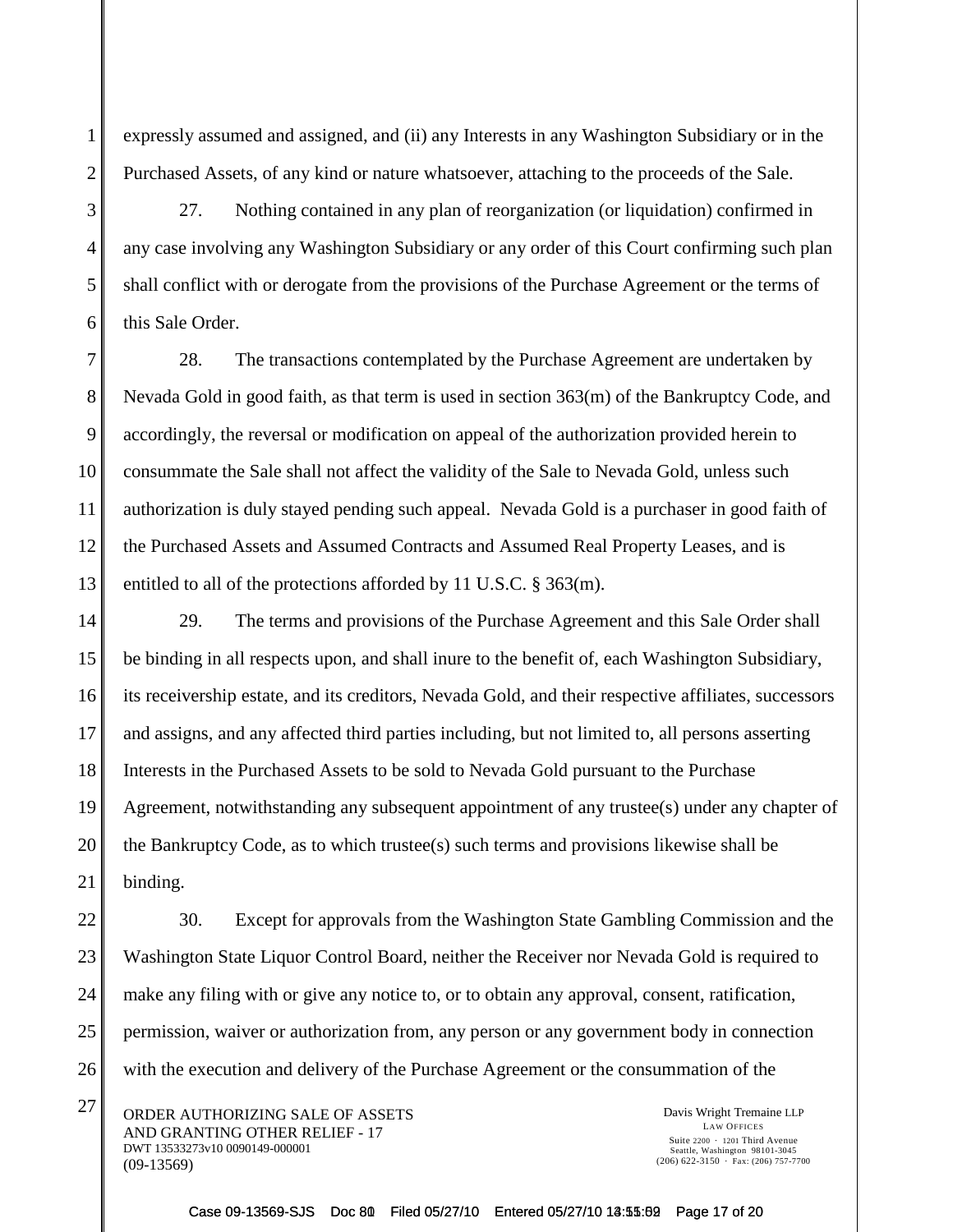expressly assumed and assigned, and (ii) any Interests in any Washington Subsidiary or in the Purchased Assets, of any kind or nature whatsoever, attaching to the proceeds of the Sale.

27. Nothing contained in any plan of reorganization (or liquidation) confirmed in any case involving any Washington Subsidiary or any order of this Court confirming such plan shall conflict with or derogate from the provisions of the Purchase Agreement or the terms of this Sale Order.

28. The transactions contemplated by the Purchase Agreement are undertaken by Nevada Gold in good faith, as that term is used in section 363(m) of the Bankruptcy Code, and accordingly, the reversal or modification on appeal of the authorization provided herein to consummate the Sale shall not affect the validity of the Sale to Nevada Gold, unless such authorization is duly stayed pending such appeal. Nevada Gold is a purchaser in good faith of the Purchased Assets and Assumed Contracts and Assumed Real Property Leases, and is entitled to all of the protections afforded by 11 U.S.C. § 363(m).

29. The terms and provisions of the Purchase Agreement and this Sale Order shall be binding in all respects upon, and shall inure to the benefit of, each Washington Subsidiary, its receivership estate, and its creditors, Nevada Gold, and their respective affiliates, successors and assigns, and any affected third parties including, but not limited to, all persons asserting Interests in the Purchased Assets to be sold to Nevada Gold pursuant to the Purchase Agreement, notwithstanding any subsequent appointment of any trustee(s) under any chapter of the Bankruptcy Code, as to which trustee(s) such terms and provisions likewise shall be binding.

30. Except for approvals from the Washington State Gambling Commission and the Washington State Liquor Control Board, neither the Receiver nor Nevada Gold is required to make any filing with or give any notice to, or to obtain any approval, consent, ratification, permission, waiver or authorization from, any person or any government body in connection with the execution and delivery of the Purchase Agreement or the consummation of the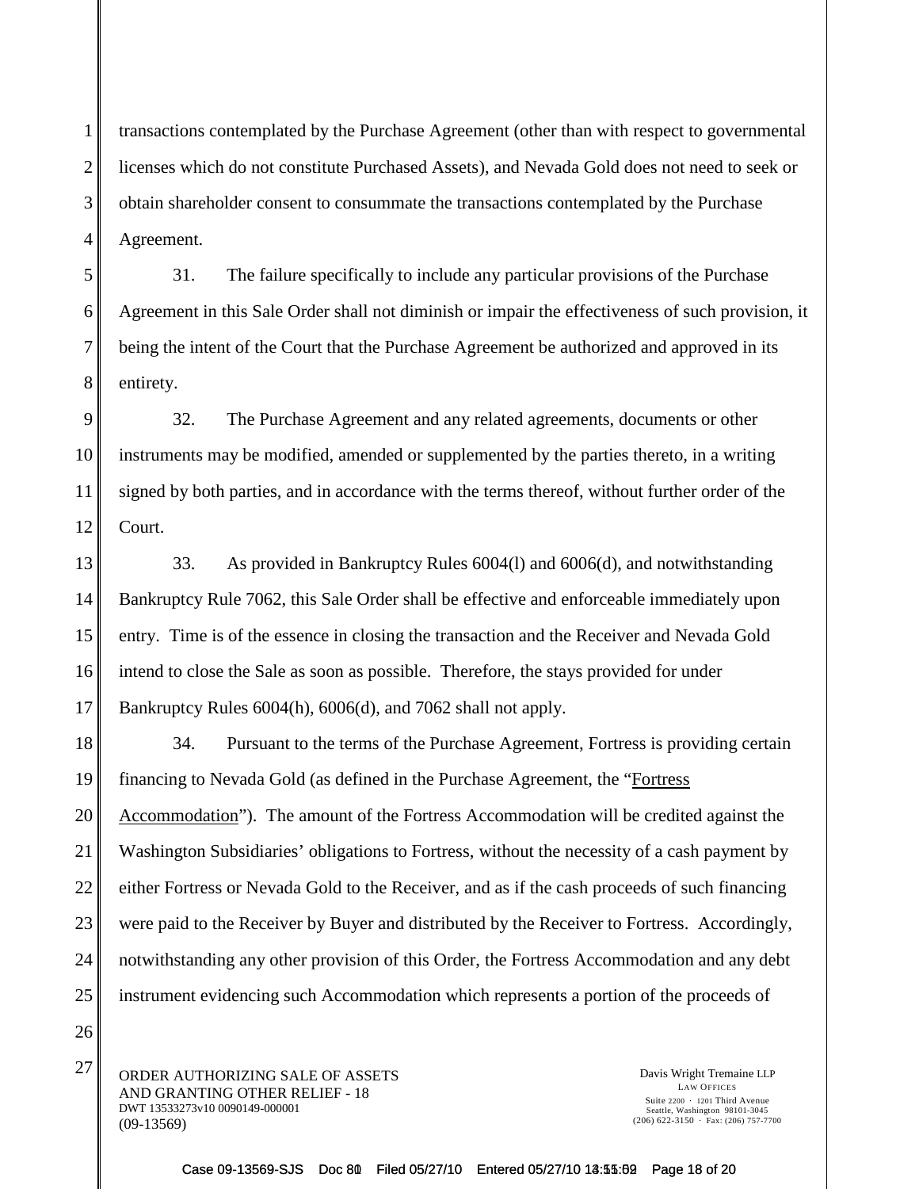transactions contemplated by the Purchase Agreement (other than with respect to governmental licenses which do not constitute Purchased Assets), and Nevada Gold does not need to seek or obtain shareholder consent to consummate the transactions contemplated by the Purchase Agreement.

31. The failure specifically to include any particular provisions of the Purchase Agreement in this Sale Order shall not diminish or impair the effectiveness of such provision, it being the intent of the Court that the Purchase Agreement be authorized and approved in its entirety.

32. The Purchase Agreement and any related agreements, documents or other instruments may be modified, amended or supplemented by the parties thereto, in a writing signed by both parties, and in accordance with the terms thereof, without further order of the Court.

33. As provided in Bankruptcy Rules 6004(l) and 6006(d), and notwithstanding Bankruptcy Rule 7062, this Sale Order shall be effective and enforceable immediately upon entry. Time is of the essence in closing the transaction and the Receiver and Nevada Gold intend to close the Sale as soon as possible. Therefore, the stays provided for under Bankruptcy Rules 6004(h), 6006(d), and 7062 shall not apply.

34. Pursuant to the terms of the Purchase Agreement, Fortress is providing certain financing to Nevada Gold (as defined in the Purchase Agreement, the "Fortress Accommodation"). The amount of the Fortress Accommodation will be credited against the Washington Subsidiaries' obligations to Fortress, without the necessity of a cash payment by either Fortress or Nevada Gold to the Receiver, and as if the cash proceeds of such financing were paid to the Receiver by Buyer and distributed by the Receiver to Fortress. Accordingly, notwithstanding any other provision of this Order, the Fortress Accommodation and any debt instrument evidencing such Accommodation which represents a portion of the proceeds of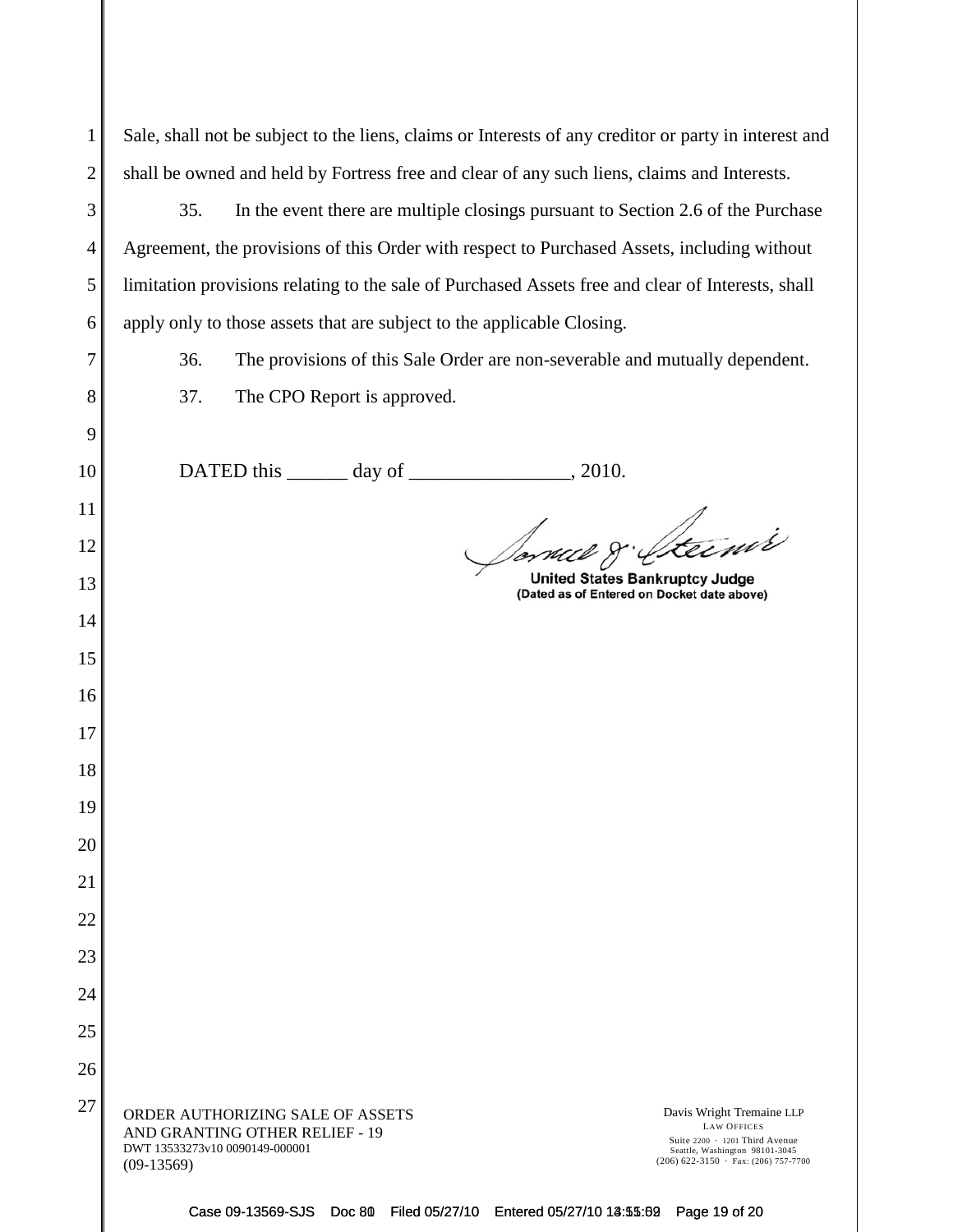Sale, shall not be subject to the liens, claims or Interests of any creditor or party in interest and shall be owned and held by Fortress free and clear of any such liens, claims and Interests.

35. In the event there are multiple closings pursuant to Section 2.6 of the Purchase Agreement, the provisions of this Order with respect to Purchased Assets, including without limitation provisions relating to the sale of Purchased Assets free and clear of Interests, shall apply only to those assets that are subject to the applicable Closing.

36. The provisions of this Sale Order are non-severable and mutually dependent.

37. The CPO Report is approved.

DATED this ______ day of ________________, 2010.

Samuel J. Steiner
**United States Bankruptcy Judge**
**(Dated as of Entered on Docket date above)**

ORDER AUTHORIZING SALE OF ASSETS AND GRANTING OTHER RELIEF - 19
DWT 13533273v10 0090149-000001
(09-13569)

Davis Wright Tremaine LLP
LAW OFFICES
Suite 2200 · 1201 Third Avenue
Seattle, Washington 98101-3045
(206) 622-3150 · Fax: (206) 757-7700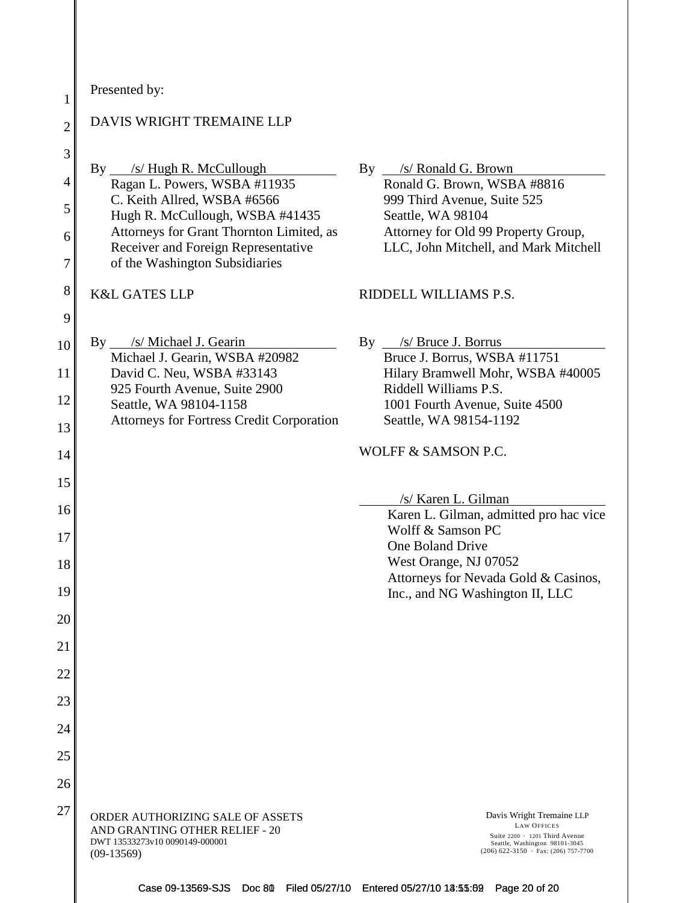Presented by:

DAVIS WRIGHT TREMAINE LLP

By /s/ Hugh R. McCullough
Ragan L. Powers, WSBA #11935
C. Keith Allred, WSBA #6566
Hugh R. McCullough, WSBA #41435
Attorneys for Grant Thornton Limited, as Receiver and Foreign Representative of the Washington Subsidiaries

By /s/ Ronald G. Brown
Ronald G. Brown, WSBA #8816
999 Third Avenue, Suite 525
Seattle, WA 98104
Attorney for Old 99 Property Group, LLC, John Mitchell, and Mark Mitchell

K&L GATES LLP

By /s/ Michael J. Gearin
Michael J. Gearin, WSBA #20982
David C. Neu, WSBA #33143
925 Fourth Avenue, Suite 2900
Seattle, WA 98104-1158
Attorneys for Fortress Credit Corporation

RIDDELL WILLIAMS P.S.

By /s/ Bruce J. Borrus
Bruce J. Borrus, WSBA #11751
Hilary Bramwell Mohr, WSBA #40005
Riddell Williams P.S.
1001 Fourth Avenue, Suite 4500
Seattle, WA 98154-1192

WOLFF & SAMSON P.C.

/s/ Karen L. Gilman
Karen L. Gilman, admitted pro hac vice
Wolff & Samson PC
One Boland Drive
West Orange, NJ 07052
Attorneys for Nevada Gold & Casinos, Inc., and NG Washington II, LLC